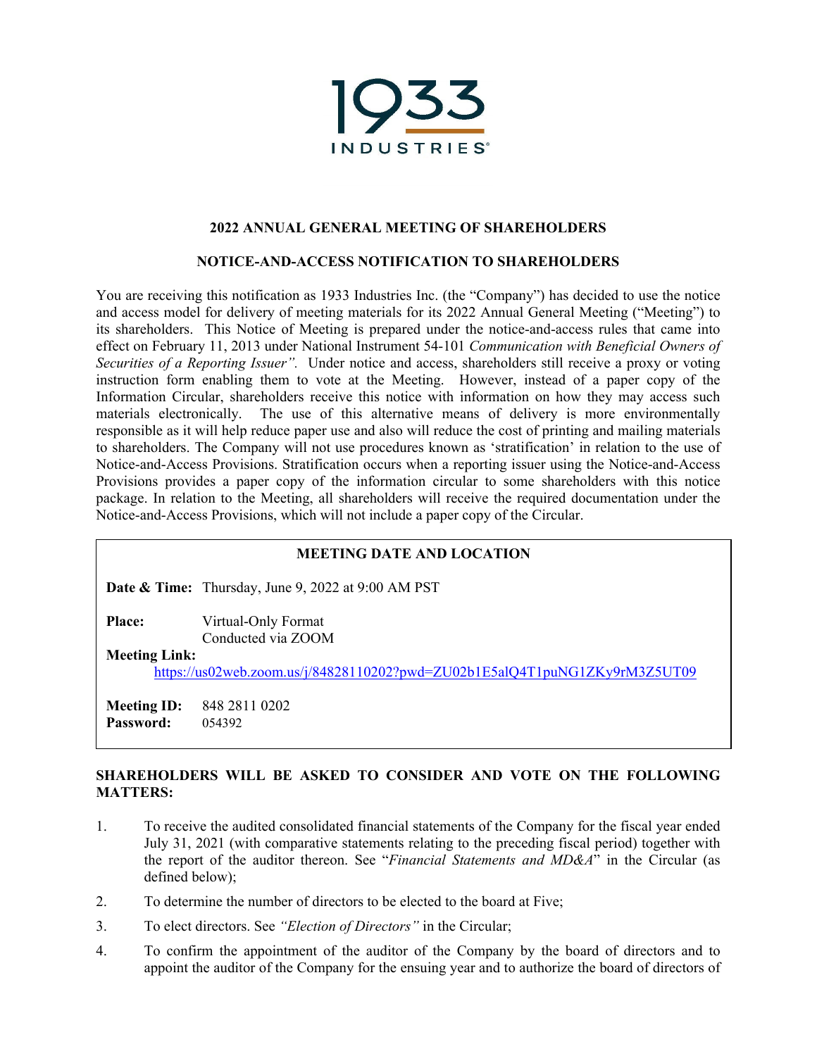1933 INDUSTRIES

## 2022 ANNUAL GENERAL MEETING OF SHAREHOLDERS

## NOTICE-AND-ACCESS NOTIFICATION TO SHAREHOLDERS

You are receiving this notification as 1933 Industries Inc. (the "Company") has decided to use the notice and access model for delivery of meeting materials for its 2022 Annual General Meeting ("Meeting") to its shareholders. This Notice of Meeting is prepared under the notice-and-access rules that came into effect on February 11, 2013 under National Instrument 54-101 *Communication with Beneficial Owners of Securities of a Reporting Issuer".* Under notice and access, shareholders still receive a proxy or voting instruction form enabling them to vote at the Meeting. However, instead of a paper copy of the Information Circular, shareholders receive this notice with information on how they may access such materials electronically. The use of this alternative means of delivery is more environmentally responsible as it will help reduce paper use and also will reduce the cost of printing and mailing materials to shareholders. The Company will not use procedures known as 'stratification' in relation to the use of Notice-and-Access Provisions. Stratification occurs when a reporting issuer using the Notice-and-Access Provisions provides a paper copy of the information circular to some shareholders with this notice package. In relation to the Meeting, all shareholders will receive the required documentation under the Notice-and-Access Provisions, which will not include a paper copy of the Circular.

### MEETING DATE AND LOCATION

**Date & Time:** Thursday, June 9, 2022 at 9:00 AM PST

**Place:** Virtual-Only Format
Conducted via ZOOM

**Meeting Link:**
https://us02web.zoom.us/j/84828110202?pwd=ZU02b1E5alQ4T1puNG1ZKy9rM3Z5UT09

**Meeting ID:** 848 2811 0202
**Password:** 054392

**SHAREHOLDERS WILL BE ASKED TO CONSIDER AND VOTE ON THE FOLLOWING MATTERS:**

1. To receive the audited consolidated financial statements of the Company for the fiscal year ended July 31, 2021 (with comparative statements relating to the preceding fiscal period) together with the report of the auditor thereon. See "*Financial Statements and MD&A*" in the Circular (as defined below);
2. To determine the number of directors to be elected to the board at Five;
3. To elect directors. See *"Election of Directors"* in the Circular;
4. To confirm the appointment of the auditor of the Company by the board of directors and to appoint the auditor of the Company for the ensuing year and to authorize the board of directors of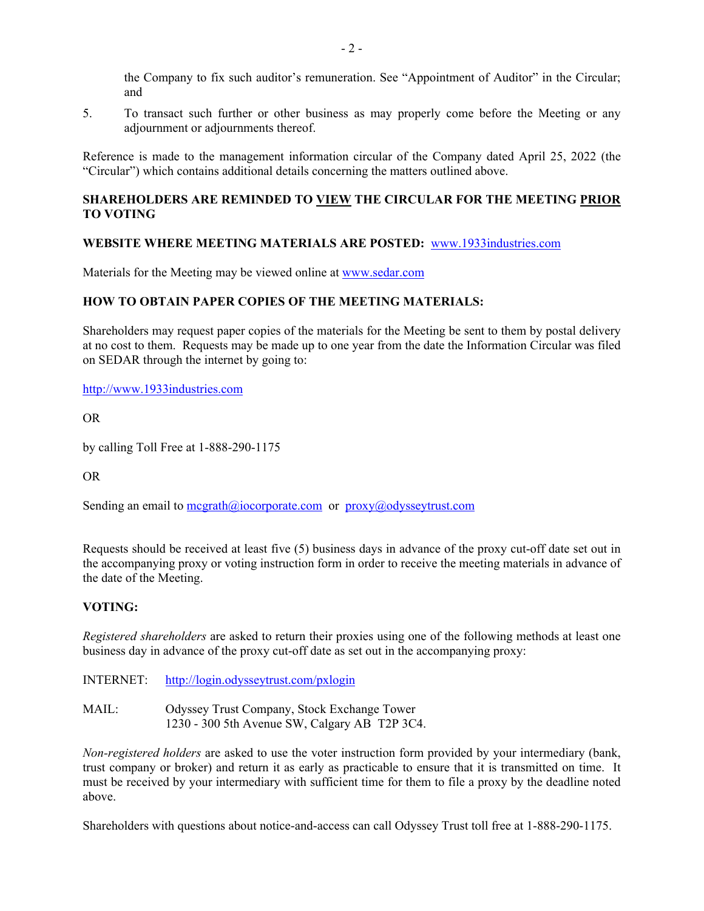the Company to fix such auditor's remuneration. See "Appointment of Auditor" in the Circular; and

5. To transact such further or other business as may properly come before the Meeting or any adjournment or adjournments thereof.

Reference is made to the management information circular of the Company dated April 25, 2022 (the "Circular") which contains additional details concerning the matters outlined above.

**SHAREHOLDERS ARE REMINDED TO <u>VIEW</u> THE CIRCULAR FOR THE MEETING <u>PRIOR</u> TO VOTING**

**WEBSITE WHERE MEETING MATERIALS ARE POSTED:** www.1933industries.com

Materials for the Meeting may be viewed online at www.sedar.com

**HOW TO OBTAIN PAPER COPIES OF THE MEETING MATERIALS:**

Shareholders may request paper copies of the materials for the Meeting be sent to them by postal delivery at no cost to them. Requests may be made up to one year from the date the Information Circular was filed on SEDAR through the internet by going to:

http://www.1933industries.com

OR

by calling Toll Free at 1-888-290-1175

OR

Sending an email to mcgrath@iocorporate.com or proxy@odysseytrust.com

Requests should be received at least five (5) business days in advance of the proxy cut-off date set out in the accompanying proxy or voting instruction form in order to receive the meeting materials in advance of the date of the Meeting.

**VOTING:**

*Registered shareholders* are asked to return their proxies using one of the following methods at least one business day in advance of the proxy cut-off date as set out in the accompanying proxy:

INTERNET: http://login.odysseytrust.com/pxlogin

MAIL: Odyssey Trust Company, Stock Exchange Tower
1230 - 300 5th Avenue SW, Calgary AB T2P 3C4.

*Non-registered holders* are asked to use the voter instruction form provided by your intermediary (bank, trust company or broker) and return it as early as practicable to ensure that it is transmitted on time. It must be received by your intermediary with sufficient time for them to file a proxy by the deadline noted above.

Shareholders with questions about notice-and-access can call Odyssey Trust toll free at 1-888-290-1175.